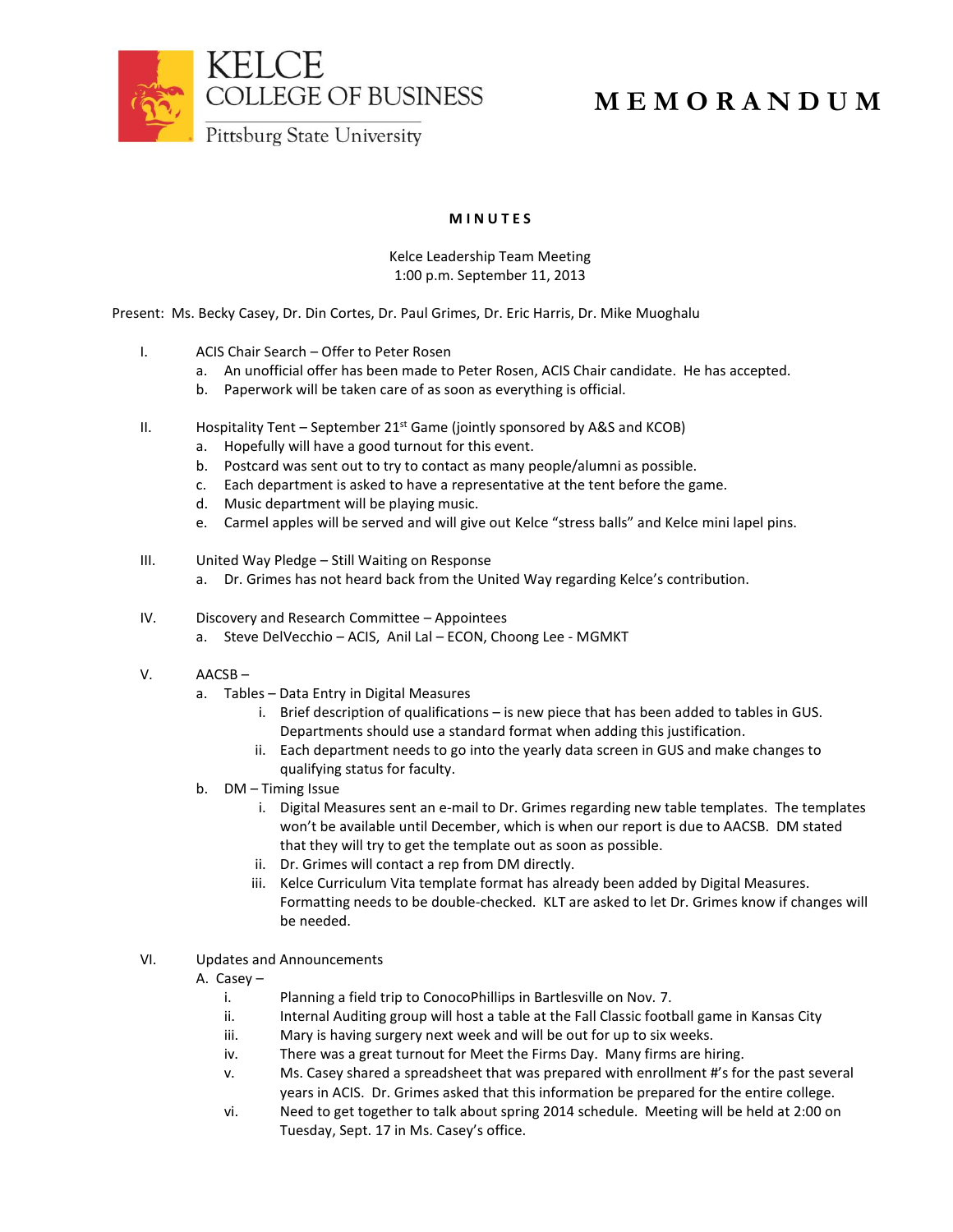KELCE COLLEGE OF BUSINESS
Pittsburg State University

# M E M O R A N D U M

**M I N U T E S**

Kelce Leadership Team Meeting
1:00 p.m. September 11, 2013

Present: Ms. Becky Casey, Dr. Din Cortes, Dr. Paul Grimes, Dr. Eric Harris, Dr. Mike Muoghalu

I. ACIS Chair Search – Offer to Peter Rosen
   a. An unofficial offer has been made to Peter Rosen, ACIS Chair candidate. He has accepted.
   b. Paperwork will be taken care of as soon as everything is official.

II. Hospitality Tent – September 21st Game (jointly sponsored by A&S and KCOB)
   a. Hopefully will have a good turnout for this event.
   b. Postcard was sent out to try to contact as many people/alumni as possible.
   c. Each department is asked to have a representative at the tent before the game.
   d. Music department will be playing music.
   e. Carmel apples will be served and will give out Kelce "stress balls" and Kelce mini lapel pins.

III. United Way Pledge – Still Waiting on Response
   a. Dr. Grimes has not heard back from the United Way regarding Kelce's contribution.

IV. Discovery and Research Committee – Appointees
   a. Steve DelVecchio – ACIS, Anil Lal – ECON, Choong Lee - MGMKT

V. AACSB –
   a. Tables – Data Entry in Digital Measures
      i. Brief description of qualifications – is new piece that has been added to tables in GUS. Departments should use a standard format when adding this justification.
      ii. Each department needs to go into the yearly data screen in GUS and make changes to qualifying status for faculty.
   b. DM – Timing Issue
      i. Digital Measures sent an e-mail to Dr. Grimes regarding new table templates. The templates won't be available until December, which is when our report is due to AACSB. DM stated that they will try to get the template out as soon as possible.
      ii. Dr. Grimes will contact a rep from DM directly.
      iii. Kelce Curriculum Vita template format has already been added by Digital Measures. Formatting needs to be double-checked. KLT are asked to let Dr. Grimes know if changes will be needed.

VI. Updates and Announcements
   A. Casey –
      i. Planning a field trip to ConocoPhillips in Bartlesville on Nov. 7.
      ii. Internal Auditing group will host a table at the Fall Classic football game in Kansas City
      iii. Mary is having surgery next week and will be out for up to six weeks.
      iv. There was a great turnout for Meet the Firms Day. Many firms are hiring.
      v. Ms. Casey shared a spreadsheet that was prepared with enrollment #'s for the past several years in ACIS. Dr. Grimes asked that this information be prepared for the entire college.
      vi. Need to get together to talk about spring 2014 schedule. Meeting will be held at 2:00 on Tuesday, Sept. 17 in Ms. Casey's office.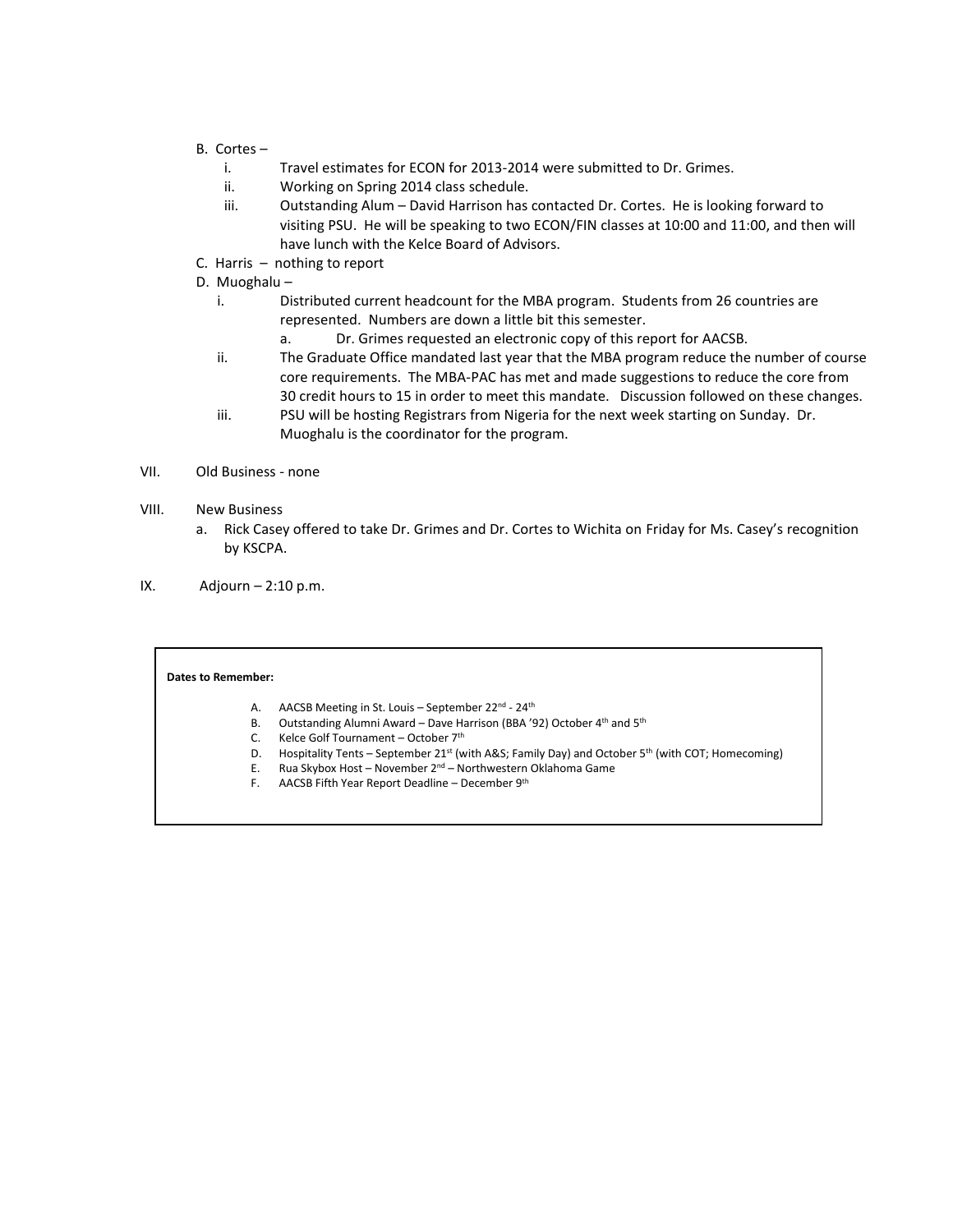B. Cortes –
   i. Travel estimates for ECON for 2013-2014 were submitted to Dr. Grimes.
   ii. Working on Spring 2014 class schedule.
   iii. Outstanding Alum – David Harrison has contacted Dr. Cortes. He is looking forward to visiting PSU. He will be speaking to two ECON/FIN classes at 10:00 and 11:00, and then will have lunch with the Kelce Board of Advisors.

C. Harris – nothing to report

D. Muoghalu –
   i. Distributed current headcount for the MBA program. Students from 26 countries are represented. Numbers are down a little bit this semester.
      a. Dr. Grimes requested an electronic copy of this report for AACSB.
   ii. The Graduate Office mandated last year that the MBA program reduce the number of course core requirements. The MBA-PAC has met and made suggestions to reduce the core from 30 credit hours to 15 in order to meet this mandate. Discussion followed on these changes.
   iii. PSU will be hosting Registrars from Nigeria for the next week starting on Sunday. Dr. Muoghalu is the coordinator for the program.

VII. Old Business - none

VIII. New Business
   a. Rick Casey offered to take Dr. Grimes and Dr. Cortes to Wichita on Friday for Ms. Casey's recognition by KSCPA.

IX. Adjourn – 2:10 p.m.

**Dates to Remember:**

A. AACSB Meeting in St. Louis – September 22nd - 24th
B. Outstanding Alumni Award – Dave Harrison (BBA '92) October 4th and 5th
C. Kelce Golf Tournament – October 7th
D. Hospitality Tents – September 21st (with A&S; Family Day) and October 5th (with COT; Homecoming)
E. Rua Skybox Host – November 2nd – Northwestern Oklahoma Game
F. AACSB Fifth Year Report Deadline – December 9th